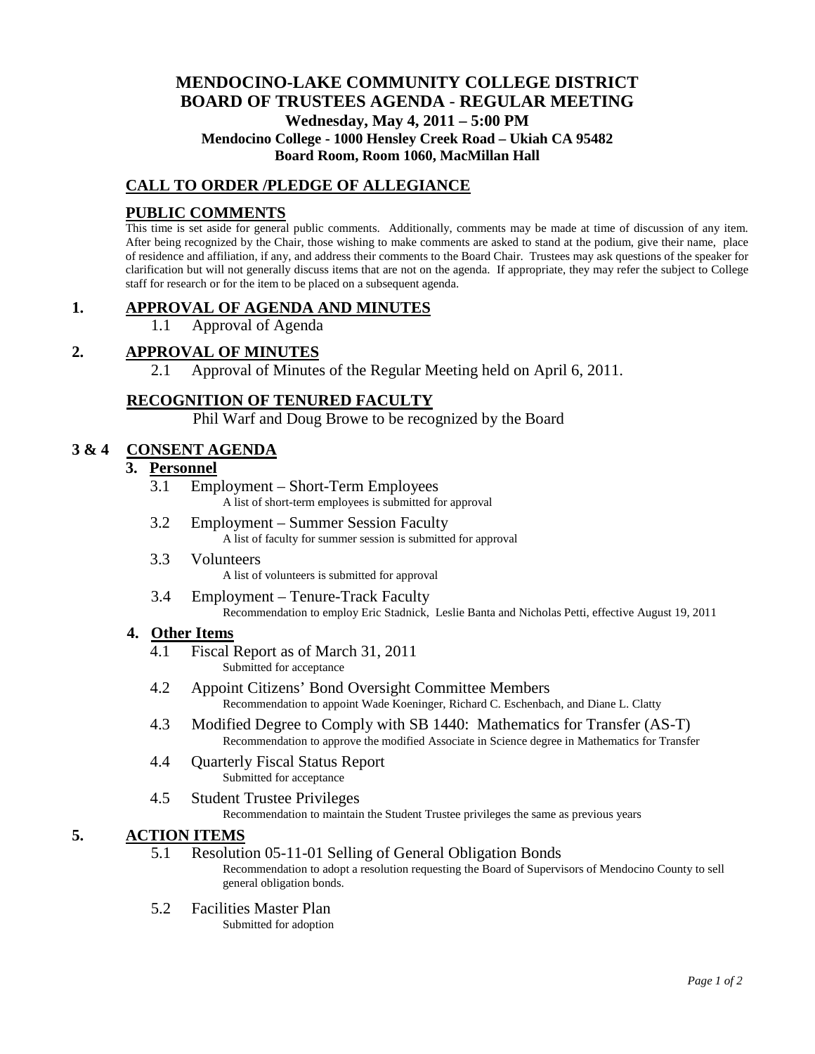# MENDOCINO-LAKE COMMUNITY COLLEGE DISTRICT
# BOARD OF TRUSTEES AGENDA - REGULAR MEETING

**Wednesday, May 4, 2011 – 5:00 PM**

**Mendocino College - 1000 Hensley Creek Road – Ukiah CA 95482**

**Board Room, Room 1060, MacMillan Hall**

## CALL TO ORDER /PLEDGE OF ALLEGIANCE

## PUBLIC COMMENTS

This time is set aside for general public comments. Additionally, comments may be made at time of discussion of any item. After being recognized by the Chair, those wishing to make comments are asked to stand at the podium, give their name, place of residence and affiliation, if any, and address their comments to the Board Chair. Trustees may ask questions of the speaker for clarification but will not generally discuss items that are not on the agenda. If appropriate, they may refer the subject to College staff for research or for the item to be placed on a subsequent agenda.

## 1. APPROVAL OF AGENDA AND MINUTES

1.1 Approval of Agenda

## 2. APPROVAL OF MINUTES

2.1 Approval of Minutes of the Regular Meeting held on April 6, 2011.

## RECOGNITION OF TENURED FACULTY

Phil Warf and Doug Browe to be recognized by the Board

## 3 & 4 CONSENT AGENDA

### 3. Personnel

3.1 Employment – Short-Term Employees
A list of short-term employees is submitted for approval

3.2 Employment – Summer Session Faculty
A list of faculty for summer session is submitted for approval

3.3 Volunteers
A list of volunteers is submitted for approval

3.4 Employment – Tenure-Track Faculty
Recommendation to employ Eric Stadnick, Leslie Banta and Nicholas Petti, effective August 19, 2011

### 4. Other Items

4.1 Fiscal Report as of March 31, 2011
Submitted for acceptance

4.2 Appoint Citizens' Bond Oversight Committee Members
Recommendation to appoint Wade Koeninger, Richard C. Eschenbach, and Diane L. Clatty

4.3 Modified Degree to Comply with SB 1440: Mathematics for Transfer (AS-T)
Recommendation to approve the modified Associate in Science degree in Mathematics for Transfer

4.4 Quarterly Fiscal Status Report
Submitted for acceptance

4.5 Student Trustee Privileges
Recommendation to maintain the Student Trustee privileges the same as previous years

## 5. ACTION ITEMS

5.1 Resolution 05-11-01 Selling of General Obligation Bonds
Recommendation to adopt a resolution requesting the Board of Supervisors of Mendocino County to sell general obligation bonds.

5.2 Facilities Master Plan
Submitted for adoption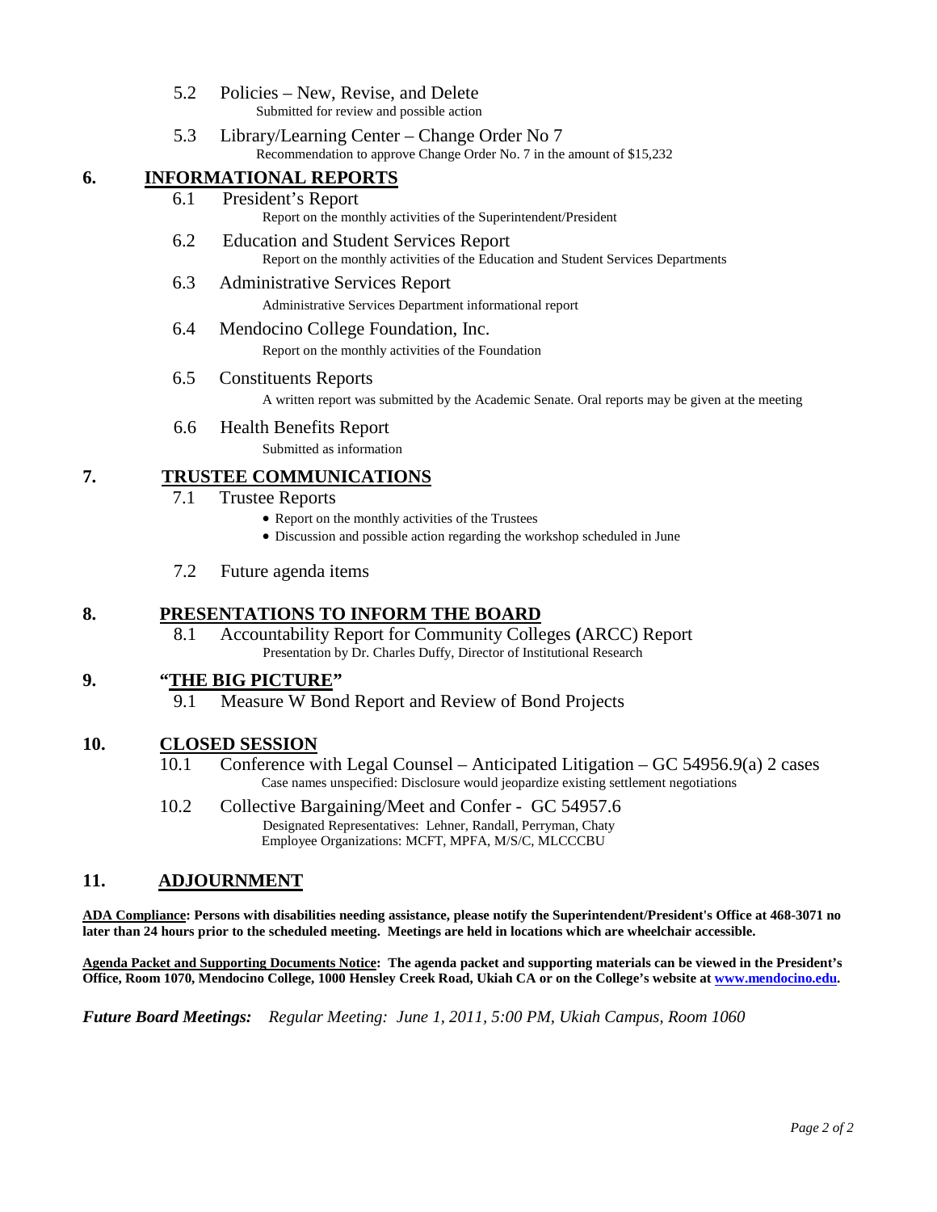5.2 Policies – New, Revise, and Delete
Submitted for review and possible action

5.3 Library/Learning Center – Change Order No 7
Recommendation to approve Change Order No. 7 in the amount of $15,232

## 6. INFORMATIONAL REPORTS

6.1 President's Report
Report on the monthly activities of the Superintendent/President

6.2 Education and Student Services Report
Report on the monthly activities of the Education and Student Services Departments

6.3 Administrative Services Report
Administrative Services Department informational report

6.4 Mendocino College Foundation, Inc.
Report on the monthly activities of the Foundation

6.5 Constituents Reports
A written report was submitted by the Academic Senate. Oral reports may be given at the meeting

6.6 Health Benefits Report
Submitted as information

## 7. TRUSTEE COMMUNICATIONS

7.1 Trustee Reports

- Report on the monthly activities of the Trustees
- Discussion and possible action regarding the workshop scheduled in June

7.2 Future agenda items

## 8. PRESENTATIONS TO INFORM THE BOARD

8.1 Accountability Report for Community Colleges (ARCC) Report
Presentation by Dr. Charles Duffy, Director of Institutional Research

## 9. "THE BIG PICTURE"

9.1 Measure W Bond Report and Review of Bond Projects

## 10. CLOSED SESSION

10.1 Conference with Legal Counsel – Anticipated Litigation – GC 54956.9(a) 2 cases
Case names unspecified: Disclosure would jeopardize existing settlement negotiations

10.2 Collective Bargaining/Meet and Confer - GC 54957.6
Designated Representatives: Lehner, Randall, Perryman, Chaty
Employee Organizations: MCFT, MPFA, M/S/C, MLCCCBU

## 11. ADJOURNMENT

**ADA Compliance: Persons with disabilities needing assistance, please notify the Superintendent/President's Office at 468-3071 no later than 24 hours prior to the scheduled meeting. Meetings are held in locations which are wheelchair accessible.**

**Agenda Packet and Supporting Documents Notice: The agenda packet and supporting materials can be viewed in the President's Office, Room 1070, Mendocino College, 1000 Hensley Creek Road, Ukiah CA or on the College's website at [www.mendocino.edu](http://www.mendocino.edu).**

***Future Board Meetings:*** *Regular Meeting: June 1, 2011, 5:00 PM, Ukiah Campus, Room 1060*